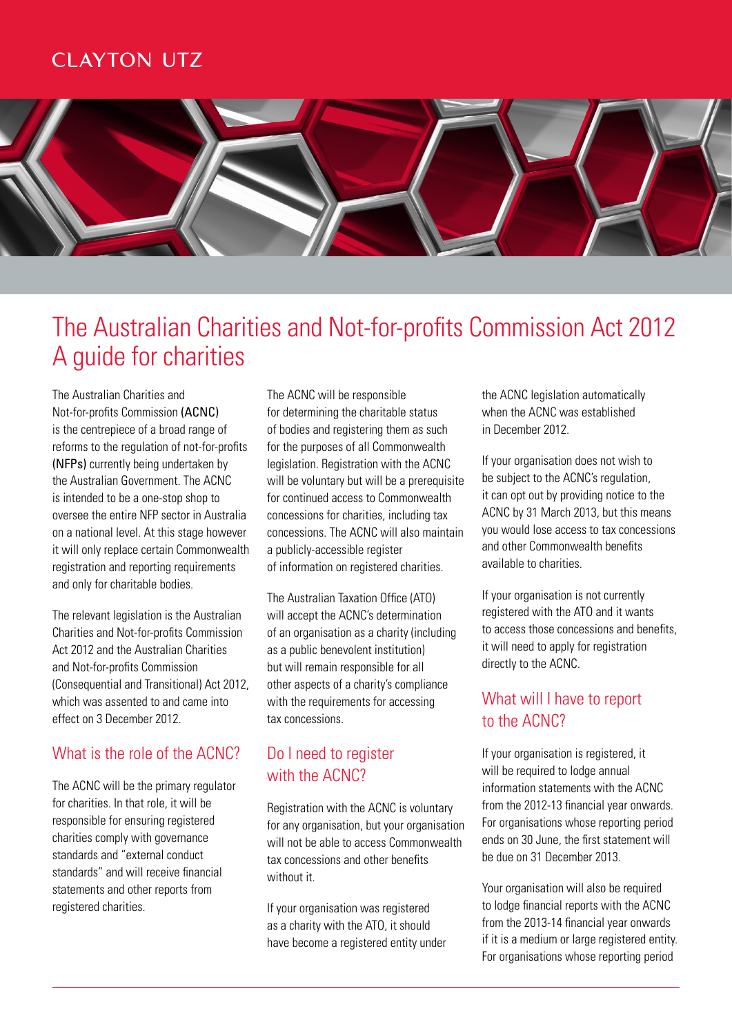CLAYTON UTZ

# The Australian Charities and Not-for-profits Commission Act 2012 A guide for charities

The Australian Charities and Not-for-profits Commission **(ACNC)** is the centrepiece of a broad range of reforms to the regulation of not-for-profits **(NFPs)** currently being undertaken by the Australian Government. The ACNC is intended to be a one-stop shop to oversee the entire NFP sector in Australia on a national level. At this stage however it will only replace certain Commonwealth registration and reporting requirements and only for charitable bodies.

The relevant legislation is the Australian Charities and Not-for-profits Commission Act 2012 and the Australian Charities and Not-for-profits Commission (Consequential and Transitional) Act 2012, which was assented to and came into effect on 3 December 2012.

## What is the role of the ACNC?

The ACNC will be the primary regulator for charities. In that role, it will be responsible for ensuring registered charities comply with governance standards and "external conduct standards" and will receive financial statements and other reports from registered charities.

The ACNC will be responsible for determining the charitable status of bodies and registering them as such for the purposes of all Commonwealth legislation. Registration with the ACNC will be voluntary but will be a prerequisite for continued access to Commonwealth concessions for charities, including tax concessions. The ACNC will also maintain a publicly-accessible register of information on registered charities.

The Australian Taxation Office (ATO) will accept the ACNC's determination of an organisation as a charity (including as a public benevolent institution) but will remain responsible for all other aspects of a charity's compliance with the requirements for accessing tax concessions.

## Do I need to register with the ACNC?

Registration with the ACNC is voluntary for any organisation, but your organisation will not be able to access Commonwealth tax concessions and other benefits without it.

If your organisation was registered as a charity with the ATO, it should have become a registered entity under the ACNC legislation automatically when the ACNC was established in December 2012.

If your organisation does not wish to be subject to the ACNC's regulation, it can opt out by providing notice to the ACNC by 31 March 2013, but this means you would lose access to tax concessions and other Commonwealth benefits available to charities.

If your organisation is not currently registered with the ATO and it wants to access those concessions and benefits, it will need to apply for registration directly to the ACNC.

## What will I have to report to the ACNC?

If your organisation is registered, it will be required to lodge annual information statements with the ACNC from the 2012-13 financial year onwards. For organisations whose reporting period ends on 30 June, the first statement will be due on 31 December 2013.

Your organisation will also be required to lodge financial reports with the ACNC from the 2013-14 financial year onwards if it is a medium or large registered entity. For organisations whose reporting period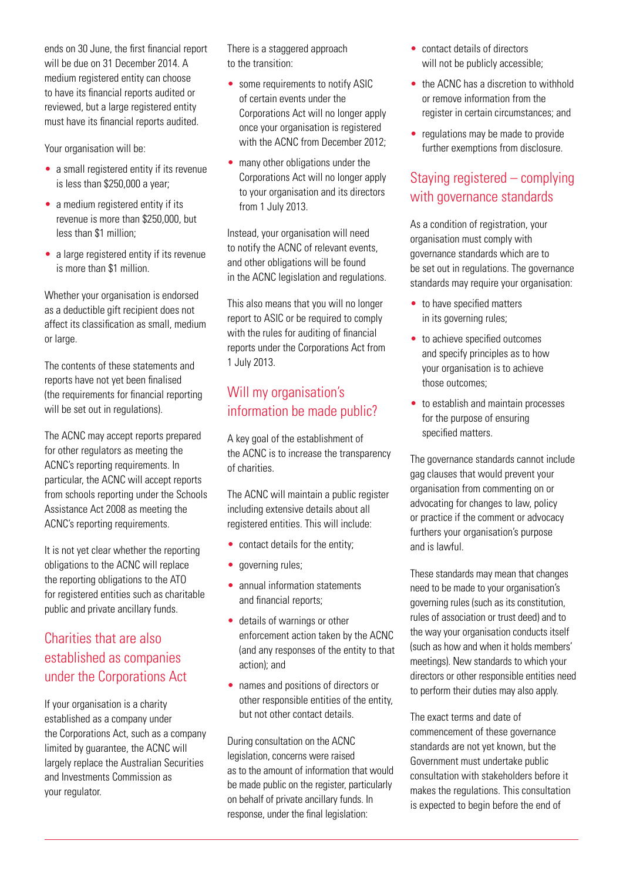ends on 30 June, the first financial report will be due on 31 December 2014. A medium registered entity can choose to have its financial reports audited or reviewed, but a large registered entity must have its financial reports audited.

Your organisation will be:

- a small registered entity if its revenue is less than $250,000 a year;
- a medium registered entity if its revenue is more than $250,000, but less than $1 million;
- a large registered entity if its revenue is more than $1 million.

Whether your organisation is endorsed as a deductible gift recipient does not affect its classification as small, medium or large.

The contents of these statements and reports have not yet been finalised (the requirements for financial reporting will be set out in regulations).

The ACNC may accept reports prepared for other regulators as meeting the ACNC's reporting requirements. In particular, the ACNC will accept reports from schools reporting under the Schools Assistance Act 2008 as meeting the ACNC's reporting requirements.

It is not yet clear whether the reporting obligations to the ACNC will replace the reporting obligations to the ATO for registered entities such as charitable public and private ancillary funds.

## Charities that are also established as companies under the Corporations Act

If your organisation is a charity established as a company under the Corporations Act, such as a company limited by guarantee, the ACNC will largely replace the Australian Securities and Investments Commission as your regulator.

There is a staggered approach to the transition:

- some requirements to notify ASIC of certain events under the Corporations Act will no longer apply once your organisation is registered with the ACNC from December 2012;
- many other obligations under the Corporations Act will no longer apply to your organisation and its directors from 1 July 2013.

Instead, your organisation will need to notify the ACNC of relevant events, and other obligations will be found in the ACNC legislation and regulations.

This also means that you will no longer report to ASIC or be required to comply with the rules for auditing of financial reports under the Corporations Act from 1 July 2013.

## Will my organisation's information be made public?

A key goal of the establishment of the ACNC is to increase the transparency of charities.

The ACNC will maintain a public register including extensive details about all registered entities. This will include:

- contact details for the entity;
- governing rules;
- annual information statements and financial reports;
- details of warnings or other enforcement action taken by the ACNC (and any responses of the entity to that action); and
- names and positions of directors or other responsible entities of the entity, but not other contact details.

During consultation on the ACNC legislation, concerns were raised as to the amount of information that would be made public on the register, particularly on behalf of private ancillary funds. In response, under the final legislation:

- contact details of directors will not be publicly accessible;
- the ACNC has a discretion to withhold or remove information from the register in certain circumstances; and
- regulations may be made to provide further exemptions from disclosure.

## Staying registered – complying with governance standards

As a condition of registration, your organisation must comply with governance standards which are to be set out in regulations. The governance standards may require your organisation:

- to have specified matters in its governing rules;
- to achieve specified outcomes and specify principles as to how your organisation is to achieve those outcomes;
- to establish and maintain processes for the purpose of ensuring specified matters.

The governance standards cannot include gag clauses that would prevent your organisation from commenting on or advocating for changes to law, policy or practice if the comment or advocacy furthers your organisation's purpose and is lawful.

These standards may mean that changes need to be made to your organisation's governing rules (such as its constitution, rules of association or trust deed) and to the way your organisation conducts itself (such as how and when it holds members' meetings). New standards to which your directors or other responsible entities need to perform their duties may also apply.

The exact terms and date of commencement of these governance standards are not yet known, but the Government must undertake public consultation with stakeholders before it makes the regulations. This consultation is expected to begin before the end of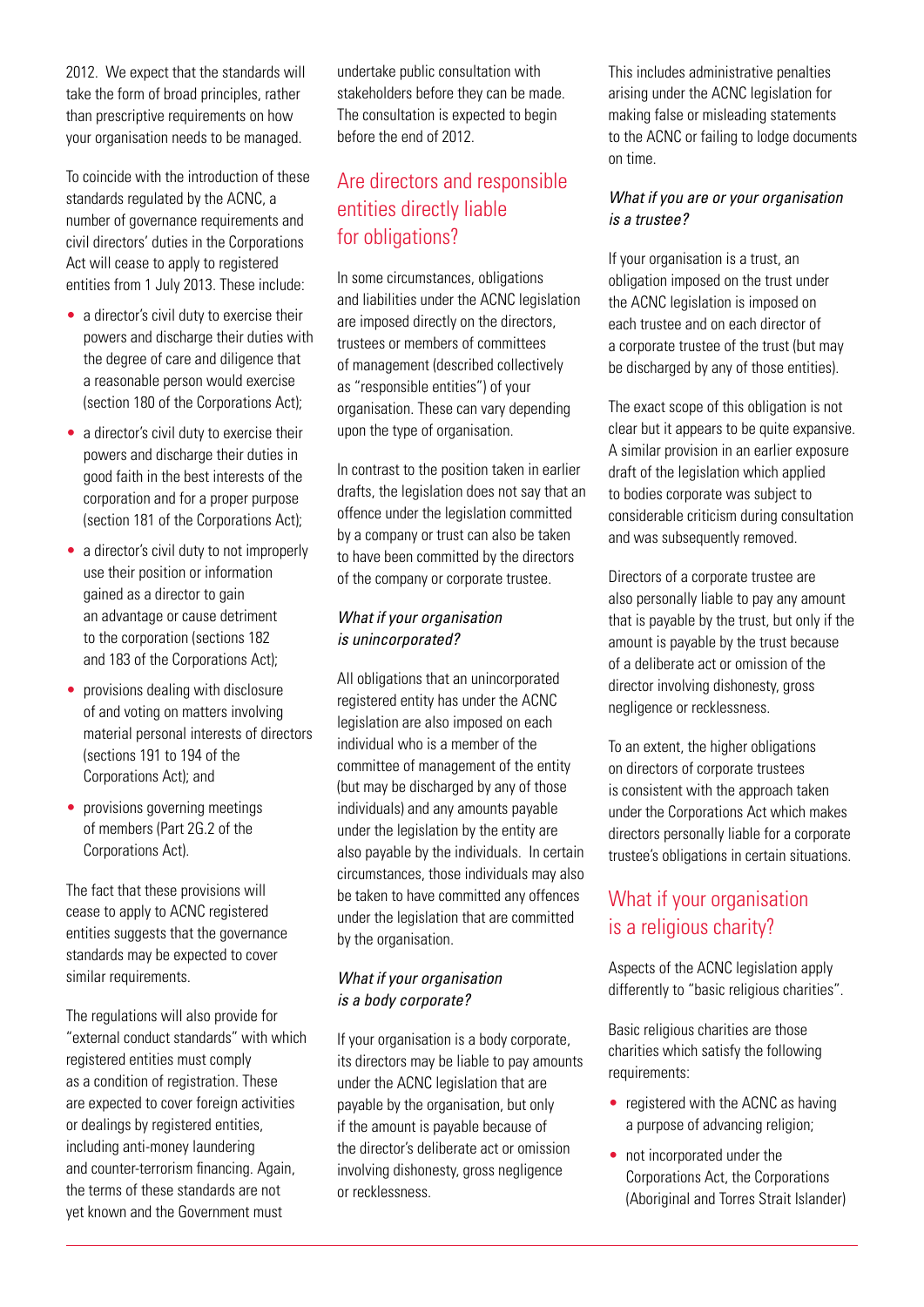2012. We expect that the standards will take the form of broad principles, rather than prescriptive requirements on how your organisation needs to be managed.

To coincide with the introduction of these standards regulated by the ACNC, a number of governance requirements and civil directors' duties in the Corporations Act will cease to apply to registered entities from 1 July 2013. These include:

- a director's civil duty to exercise their powers and discharge their duties with the degree of care and diligence that a reasonable person would exercise (section 180 of the Corporations Act);
- a director's civil duty to exercise their powers and discharge their duties in good faith in the best interests of the corporation and for a proper purpose (section 181 of the Corporations Act);
- a director's civil duty to not improperly use their position or information gained as a director to gain an advantage or cause detriment to the corporation (sections 182 and 183 of the Corporations Act);
- provisions dealing with disclosure of and voting on matters involving material personal interests of directors (sections 191 to 194 of the Corporations Act); and
- provisions governing meetings of members (Part 2G.2 of the Corporations Act).

The fact that these provisions will cease to apply to ACNC registered entities suggests that the governance standards may be expected to cover similar requirements.

The regulations will also provide for "external conduct standards" with which registered entities must comply as a condition of registration. These are expected to cover foreign activities or dealings by registered entities, including anti-money laundering and counter-terrorism financing. Again, the terms of these standards are not yet known and the Government must undertake public consultation with stakeholders before they can be made. The consultation is expected to begin before the end of 2012.

## Are directors and responsible entities directly liable for obligations?

In some circumstances, obligations and liabilities under the ACNC legislation are imposed directly on the directors, trustees or members of committees of management (described collectively as "responsible entities") of your organisation. These can vary depending upon the type of organisation.

In contrast to the position taken in earlier drafts, the legislation does not say that an offence under the legislation committed by a company or trust can also be taken to have been committed by the directors of the company or corporate trustee.

### *What if your organisation is unincorporated?*

All obligations that an unincorporated registered entity has under the ACNC legislation are also imposed on each individual who is a member of the committee of management of the entity (but may be discharged by any of those individuals) and any amounts payable under the legislation by the entity are also payable by the individuals. In certain circumstances, those individuals may also be taken to have committed any offences under the legislation that are committed by the organisation.

### *What if your organisation is a body corporate?*

If your organisation is a body corporate, its directors may be liable to pay amounts under the ACNC legislation that are payable by the organisation, but only if the amount is payable because of the director's deliberate act or omission involving dishonesty, gross negligence or recklessness.

This includes administrative penalties arising under the ACNC legislation for making false or misleading statements to the ACNC or failing to lodge documents on time.

### *What if you are or your organisation is a trustee?*

If your organisation is a trust, an obligation imposed on the trust under the ACNC legislation is imposed on each trustee and on each director of a corporate trustee of the trust (but may be discharged by any of those entities).

The exact scope of this obligation is not clear but it appears to be quite expansive. A similar provision in an earlier exposure draft of the legislation which applied to bodies corporate was subject to considerable criticism during consultation and was subsequently removed.

Directors of a corporate trustee are also personally liable to pay any amount that is payable by the trust, but only if the amount is payable by the trust because of a deliberate act or omission of the director involving dishonesty, gross negligence or recklessness.

To an extent, the higher obligations on directors of corporate trustees is consistent with the approach taken under the Corporations Act which makes directors personally liable for a corporate trustee's obligations in certain situations.

## What if your organisation is a religious charity?

Aspects of the ACNC legislation apply differently to "basic religious charities".

Basic religious charities are those charities which satisfy the following requirements:

- registered with the ACNC as having a purpose of advancing religion;
- not incorporated under the Corporations Act, the Corporations (Aboriginal and Torres Strait Islander)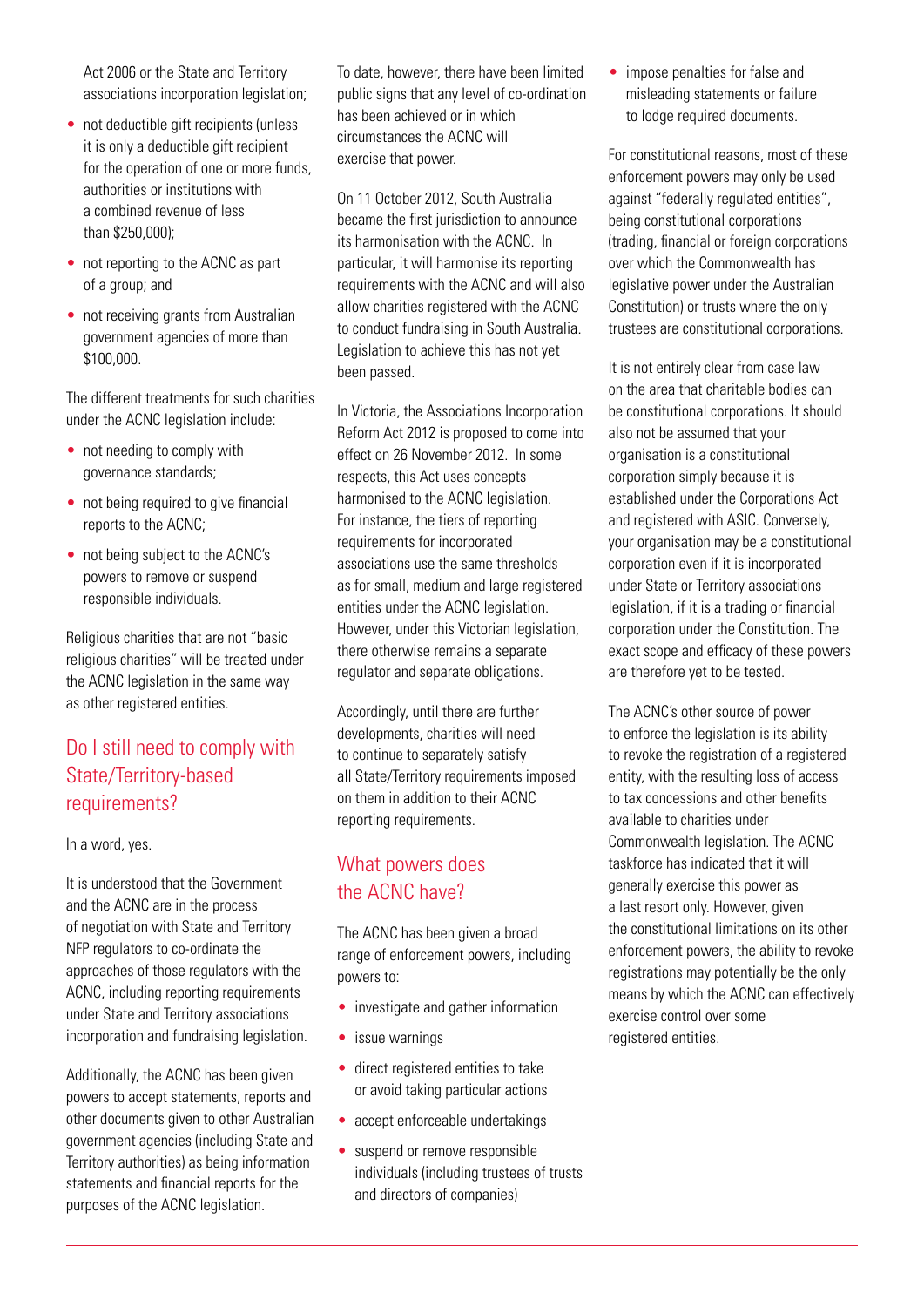Act 2006 or the State and Territory associations incorporation legislation;

- not deductible gift recipients (unless it is only a deductible gift recipient for the operation of one or more funds, authorities or institutions with a combined revenue of less than $250,000);
- not reporting to the ACNC as part of a group; and
- not receiving grants from Australian government agencies of more than $100,000.

The different treatments for such charities under the ACNC legislation include:

- not needing to comply with governance standards;
- not being required to give financial reports to the ACNC;
- not being subject to the ACNC's powers to remove or suspend responsible individuals.

Religious charities that are not "basic religious charities" will be treated under the ACNC legislation in the same way as other registered entities.

## Do I still need to comply with State/Territory-based requirements?

In a word, yes.

It is understood that the Government and the ACNC are in the process of negotiation with State and Territory NFP regulators to co-ordinate the approaches of those regulators with the ACNC, including reporting requirements under State and Territory associations incorporation and fundraising legislation.

Additionally, the ACNC has been given powers to accept statements, reports and other documents given to other Australian government agencies (including State and Territory authorities) as being information statements and financial reports for the purposes of the ACNC legislation.

To date, however, there have been limited public signs that any level of co-ordination has been achieved or in which circumstances the ACNC will exercise that power.

On 11 October 2012, South Australia became the first jurisdiction to announce its harmonisation with the ACNC. In particular, it will harmonise its reporting requirements with the ACNC and will also allow charities registered with the ACNC to conduct fundraising in South Australia. Legislation to achieve this has not yet been passed.

In Victoria, the Associations Incorporation Reform Act 2012 is proposed to come into effect on 26 November 2012. In some respects, this Act uses concepts harmonised to the ACNC legislation. For instance, the tiers of reporting requirements for incorporated associations use the same thresholds as for small, medium and large registered entities under the ACNC legislation. However, under this Victorian legislation, there otherwise remains a separate regulator and separate obligations.

Accordingly, until there are further developments, charities will need to continue to separately satisfy all State/Territory requirements imposed on them in addition to their ACNC reporting requirements.

## What powers does the ACNC have?

The ACNC has been given a broad range of enforcement powers, including powers to:

- investigate and gather information
- issue warnings
- direct registered entities to take or avoid taking particular actions
- accept enforceable undertakings
- suspend or remove responsible individuals (including trustees of trusts and directors of companies)
- impose penalties for false and misleading statements or failure to lodge required documents.

For constitutional reasons, most of these enforcement powers may only be used against "federally regulated entities", being constitutional corporations (trading, financial or foreign corporations over which the Commonwealth has legislative power under the Australian Constitution) or trusts where the only trustees are constitutional corporations.

It is not entirely clear from case law on the area that charitable bodies can be constitutional corporations. It should also not be assumed that your organisation is a constitutional corporation simply because it is established under the Corporations Act and registered with ASIC. Conversely, your organisation may be a constitutional corporation even if it is incorporated under State or Territory associations legislation, if it is a trading or financial corporation under the Constitution. The exact scope and efficacy of these powers are therefore yet to be tested.

The ACNC's other source of power to enforce the legislation is its ability to revoke the registration of a registered entity, with the resulting loss of access to tax concessions and other benefits available to charities under Commonwealth legislation. The ACNC taskforce has indicated that it will generally exercise this power as a last resort only. However, given the constitutional limitations on its other enforcement powers, the ability to revoke registrations may potentially be the only means by which the ACNC can effectively exercise control over some registered entities.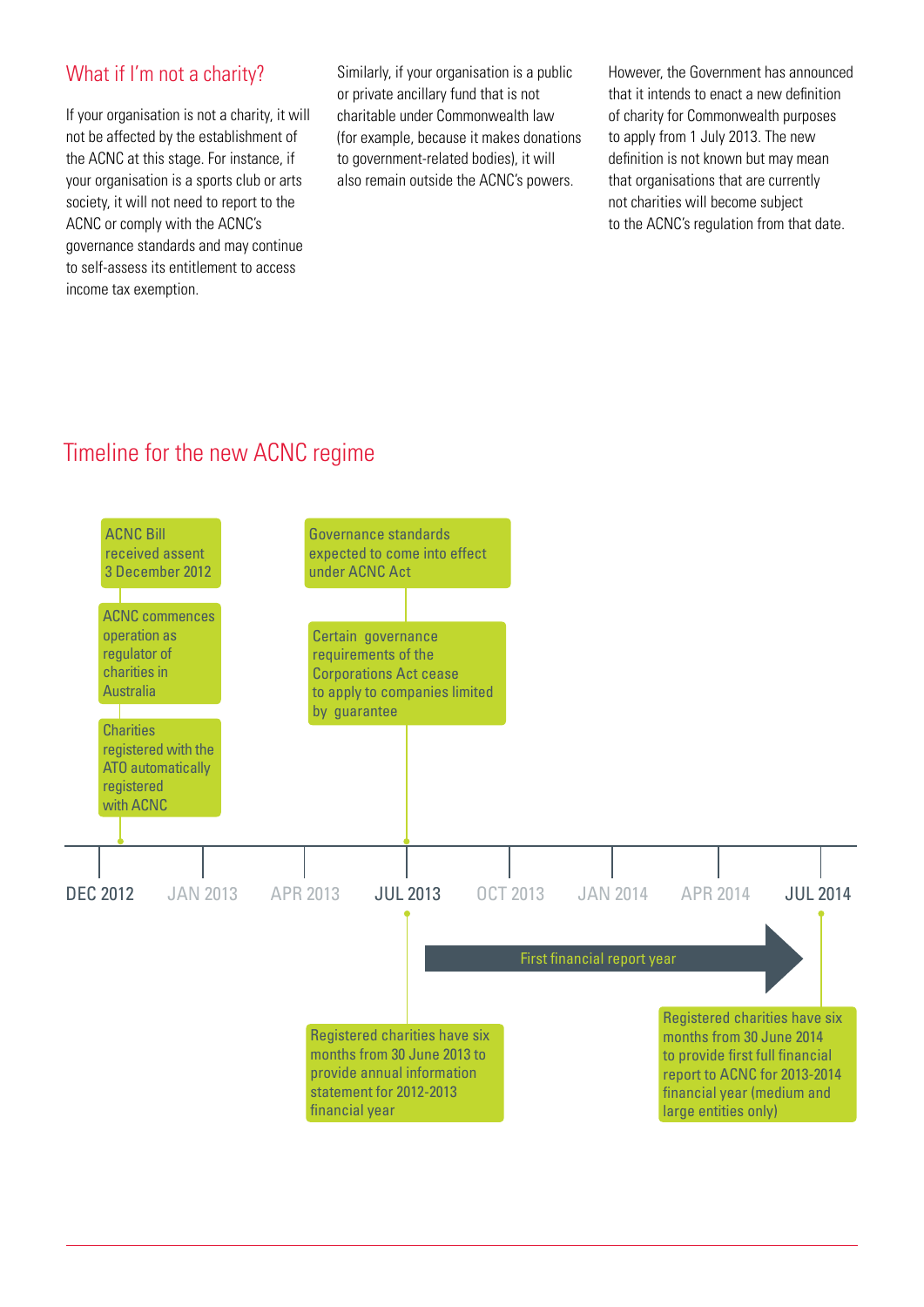## What if I'm not a charity?

If your organisation is not a charity, it will not be affected by the establishment of the ACNC at this stage. For instance, if your organisation is a sports club or arts society, it will not need to report to the ACNC or comply with the ACNC's governance standards and may continue to self-assess its entitlement to access income tax exemption.

Similarly, if your organisation is a public or private ancillary fund that is not charitable under Commonwealth law (for example, because it makes donations to government-related bodies), it will also remain outside the ACNC's powers.

However, the Government has announced that it intends to enact a new definition of charity for Commonwealth purposes to apply from 1 July 2013. The new definition is not known but may mean that organisations that are currently not charities will become subject to the ACNC's regulation from that date.

## Timeline for the new ACNC regime

**DEC 2012**

- ACNC Bill received assent 3 December 2012
- ACNC commences operation as regulator of charities in Australia
- Charities registered with the ATO automatically registered with ACNC

**JUL 2013**

- Governance standards expected to come into effect under ACNC Act
- Certain governance requirements of the Corporations Act cease to apply to companies limited by guarantee
- Registered charities have six months from 30 June 2013 to provide annual information statement for 2012-2013 financial year

**JUL 2013 – JUL 2014**

- First financial report year

**JUL 2014**

- Registered charities have six months from 30 June 2014 to provide first full financial report to ACNC for 2013-2014 financial year (medium and large entities only)

DEC 2012 | JAN 2013 | APR 2013 | JUL 2013 | OCT 2013 | JAN 2014 | APR 2014 | JUL 2014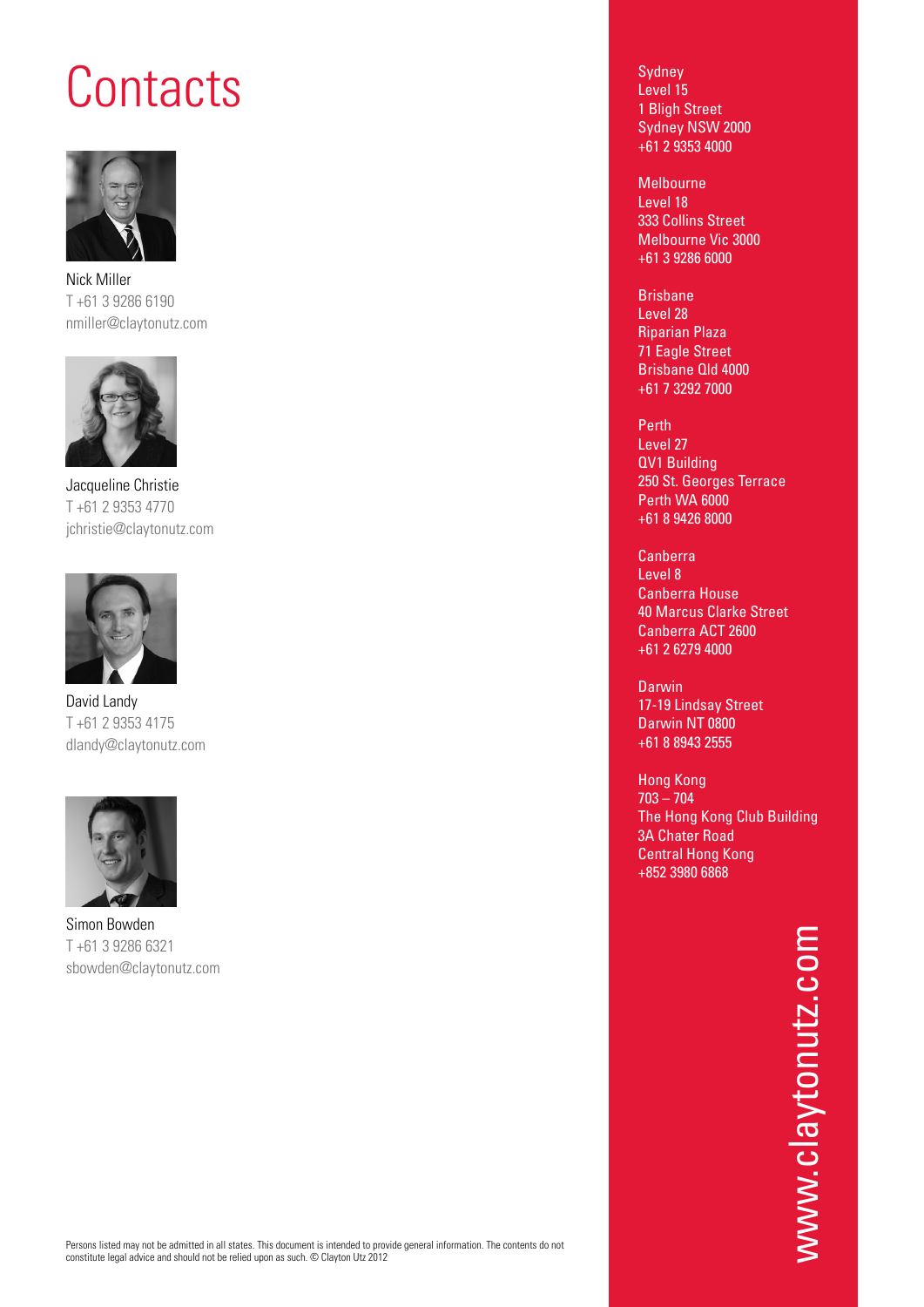# Contacts

Nick Miller
T +61 3 9286 6190
nmiller@claytonutz.com

Jacqueline Christie
T +61 2 9353 4770
jchristie@claytonutz.com

David Landy
T +61 2 9353 4175
dlandy@claytonutz.com

Simon Bowden
T +61 3 9286 6321
sbowden@claytonutz.com

Persons listed may not be admitted in all states. This document is intended to provide general information. The contents do not constitute legal advice and should not be relied upon as such. © Clayton Utz 2012

Sydney
Level 15
1 Bligh Street
Sydney NSW 2000
+61 2 9353 4000

Melbourne
Level 18
333 Collins Street
Melbourne Vic 3000
+61 3 9286 6000

Brisbane
Level 28
Riparian Plaza
71 Eagle Street
Brisbane Qld 4000
+61 7 3292 7000

Perth
Level 27
QV1 Building
250 St. Georges Terrace
Perth WA 6000
+61 8 9426 8000

Canberra
Level 8
Canberra House
40 Marcus Clarke Street
Canberra ACT 2600
+61 2 6279 4000

Darwin
17-19 Lindsay Street
Darwin NT 0800
+61 8 8943 2555

Hong Kong
703 – 704
The Hong Kong Club Building
3A Chater Road
Central Hong Kong
+852 3980 6868

www.claytonutz.com